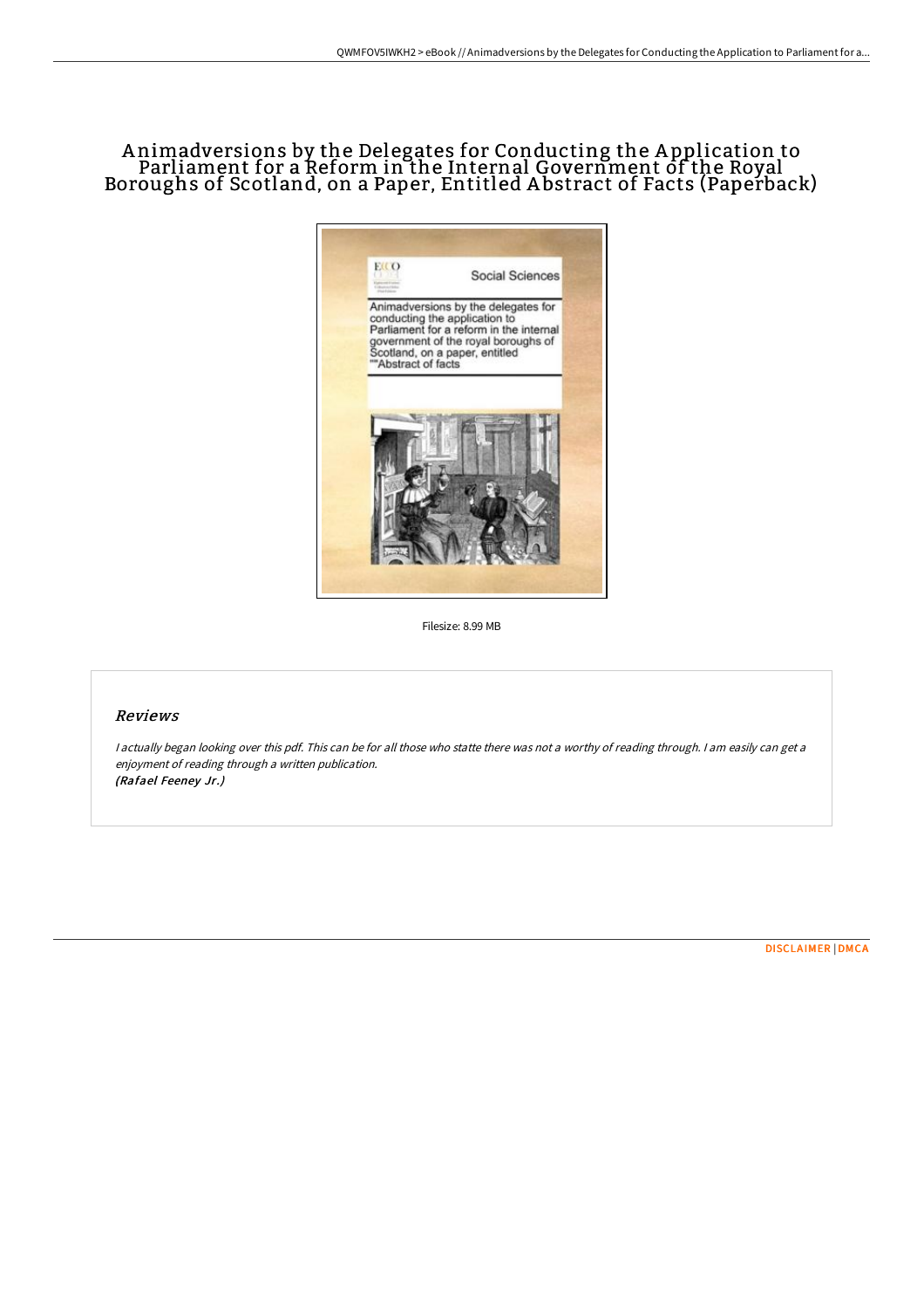# Animadversions by the Delegates for Conducting the Application to Parliament for a Reform in the Internal Government of the Royal Boroughs of Scotland, on a Paper, Entitled Abstract of Facts (Paperback)

Filesize: 8.99 MB

## *Reviews*

*I actually began looking over this pdf. This can be for all those who statte there was not a worthy of reading through. I am easily can get a enjoyment of reading through a written publication.*
***(Rafael Feeney Jr.)***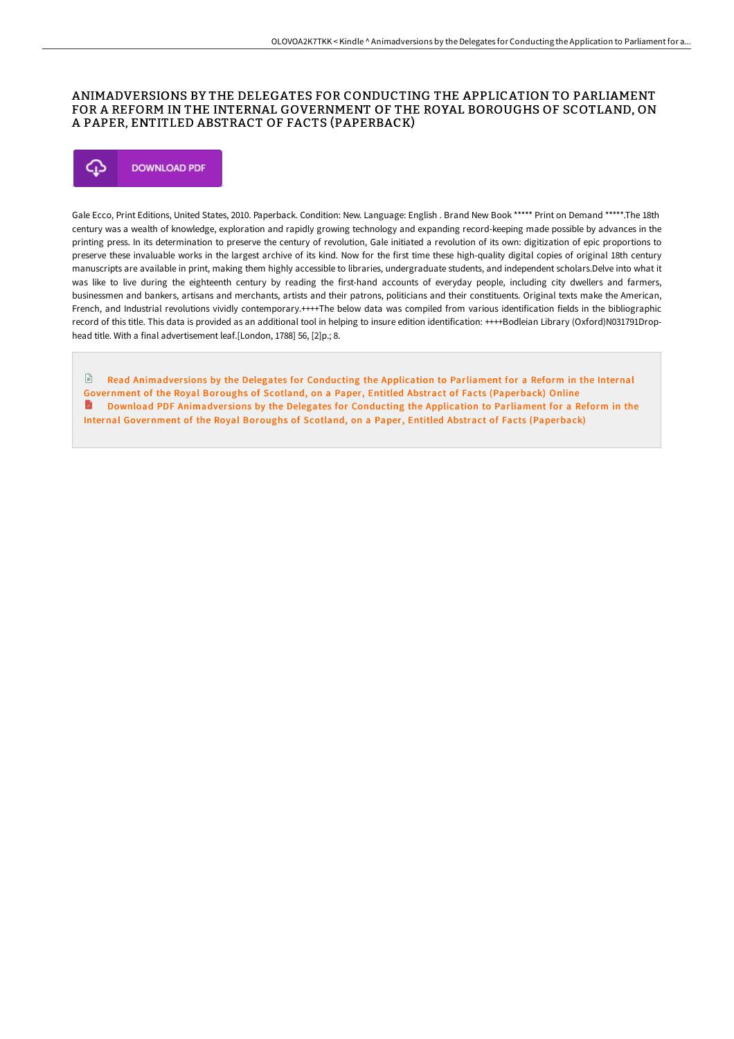# ANIMADVERSIONS BY THE DELEGATES FOR CONDUCTING THE APPLICATION TO PARLIAMENT FOR A REFORM IN THE INTERNAL GOVERNMENT OF THE ROYAL BOROUGHS OF SCOTLAND, ON A PAPER, ENTITLED ABSTRACT OF FACTS (PAPERBACK)

DOWNLOAD PDF

Gale Ecco, Print Editions, United States, 2010. Paperback. Condition: New. Language: English . Brand New Book ***** Print on Demand *****.The 18th century was a wealth of knowledge, exploration and rapidly growing technology and expanding record-keeping made possible by advances in the printing press. In its determination to preserve the century of revolution, Gale initiated a revolution of its own: digitization of epic proportions to preserve these invaluable works in the largest archive of its kind. Now for the first time these high-quality digital copies of original 18th century manuscripts are available in print, making them highly accessible to libraries, undergraduate students, and independent scholars.Delve into what it was like to live during the eighteenth century by reading the first-hand accounts of everyday people, including city dwellers and farmers, businessmen and bankers, artisans and merchants, artists and their patrons, politicians and their constituents. Original texts make the American, French, and Industrial revolutions vividly contemporary.++++The below data was compiled from various identification fields in the bibliographic record of this title. This data is provided as an additional tool in helping to insure edition identification: ++++Bodleian Library (Oxford)N031791Drop-head title. With a final advertisement leaf.[London, 1788] 56, [2]p.; 8.

Read Animadversions by the Delegates for Conducting the Application to Parliament for a Reform in the Internal Government of the Royal Boroughs of Scotland, on a Paper, Entitled Abstract of Facts (Paperback) Online

Download PDF Animadversions by the Delegates for Conducting the Application to Parliament for a Reform in the Internal Government of the Royal Boroughs of Scotland, on a Paper, Entitled Abstract of Facts (Paperback)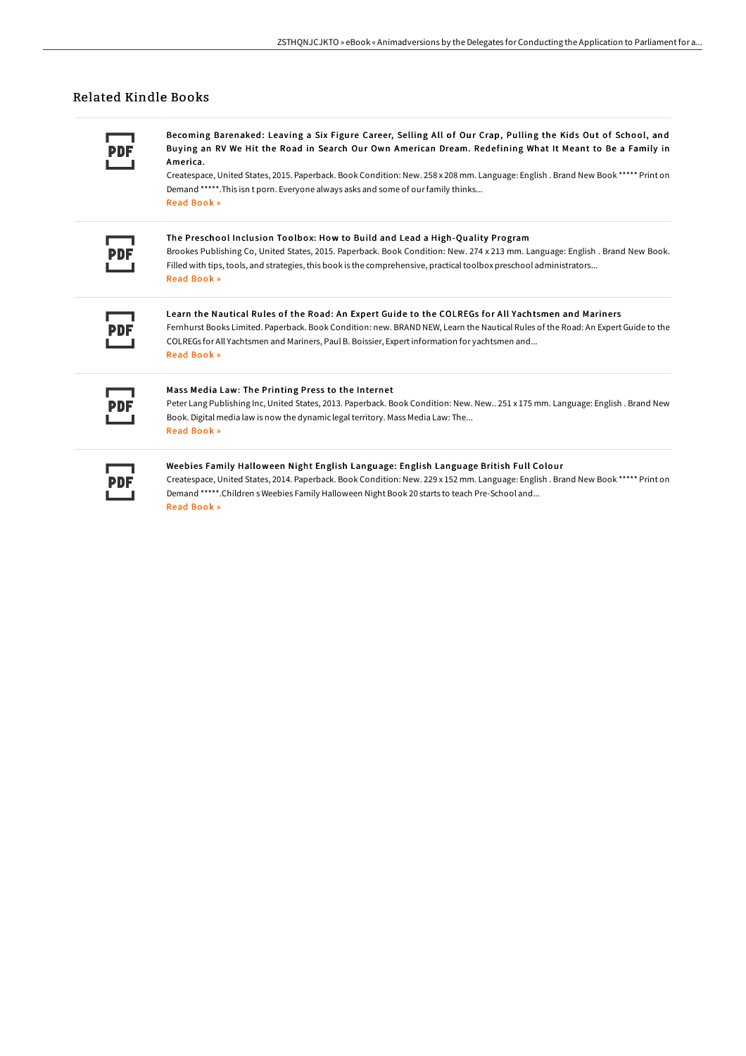## Related Kindle Books

**Becoming Barenaked: Leaving a Six Figure Career, Selling All of Our Crap, Pulling the Kids Out of School, and Buying an RV We Hit the Road in Search Our Own American Dream. Redefining What It Meant to Be a Family in America.**

Createspace, United States, 2015. Paperback. Book Condition: New. 258 x 208 mm. Language: English . Brand New Book ***** Print on Demand *****.This isn t porn. Everyone always asks and some of our family thinks...

Read Book »

**The Preschool Inclusion Toolbox: How to Build and Lead a High-Quality Program**

Brookes Publishing Co, United States, 2015. Paperback. Book Condition: New. 274 x 213 mm. Language: English . Brand New Book. Filled with tips, tools, and strategies, this book is the comprehensive, practical toolbox preschool administrators...

Read Book »

**Learn the Nautical Rules of the Road: An Expert Guide to the COLREGs for All Yachtsmen and Mariners**

Fernhurst Books Limited. Paperback. Book Condition: new. BRAND NEW, Learn the Nautical Rules of the Road: An Expert Guide to the COLREGs for All Yachtsmen and Mariners, Paul B. Boissier, Expert information for yachtsmen and...

Read Book »

**Mass Media Law: The Printing Press to the Internet**

Peter Lang Publishing Inc, United States, 2013. Paperback. Book Condition: New. New.. 251 x 175 mm. Language: English . Brand New Book. Digital media law is now the dynamic legal territory. Mass Media Law: The...

Read Book »

**Weebies Family Halloween Night English Language: English Language British Full Colour**

Createspace, United States, 2014. Paperback. Book Condition: New. 229 x 152 mm. Language: English . Brand New Book ***** Print on Demand *****.Children s Weebies Family Halloween Night Book 20 starts to teach Pre-School and...

Read Book »